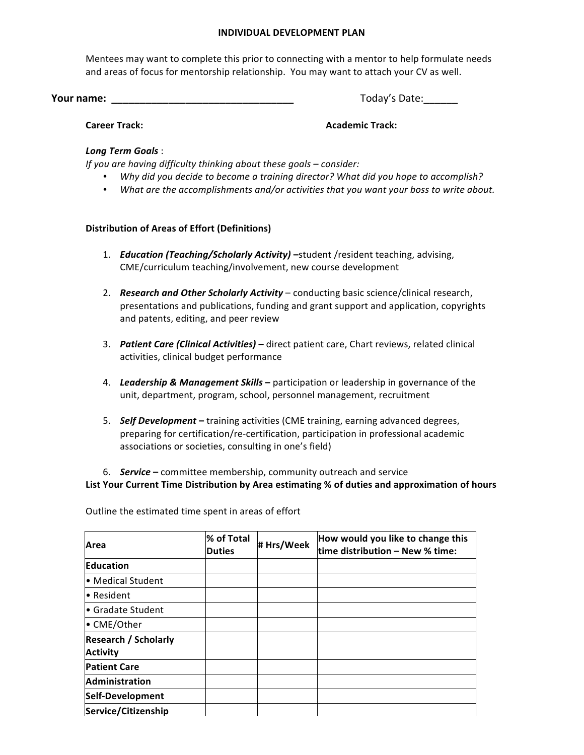# INDIVIDUAL DEVELOPMENT PLAN

Mentees may want to complete this prior to connecting with a mentor to help formulate needs and areas of focus for mentorship relationship. You may want to attach your CV as well.

**Your name: _________________________________** Today's Date:______

**Career Track:** **Academic Track:**

***Long Term Goals*** :

*If you are having difficulty thinking about these goals – consider:*

- *Why did you decide to become a training director? What did you hope to accomplish?*
- *What are the accomplishments and/or activities that you want your boss to write about.*

**Distribution of Areas of Effort (Definitions)**

1. ***Education (Teaching/Scholarly Activity) –***student /resident teaching, advising, CME/curriculum teaching/involvement, new course development
2. ***Research and Other Scholarly Activity*** – conducting basic science/clinical research, presentations and publications, funding and grant support and application, copyrights and patents, editing, and peer review
3. ***Patient Care (Clinical Activities) –*** direct patient care, Chart reviews, related clinical activities, clinical budget performance
4. ***Leadership & Management Skills –*** participation or leadership in governance of the unit, department, program, school, personnel management, recruitment
5. ***Self Development –*** training activities (CME training, earning advanced degrees, preparing for certification/re-certification, participation in professional academic associations or societies, consulting in one's field)
6. ***Service –*** committee membership, community outreach and service

**List Your Current Time Distribution by Area estimating % of duties and approximation of hours**

Outline the estimated time spent in areas of effort

| Area | % of Total Duties | # Hrs/Week | How would you like to change this time distribution – New % time: |
|---|---|---|---|
| **Education** | | | |
| • Medical Student | | | |
| • Resident | | | |
| • Gradate Student | | | |
| • CME/Other | | | |
| **Research / Scholarly Activity** | | | |
| **Patient Care** | | | |
| **Administration** | | | |
| **Self-Development** | | | |
| **Service/Citizenship** | | | |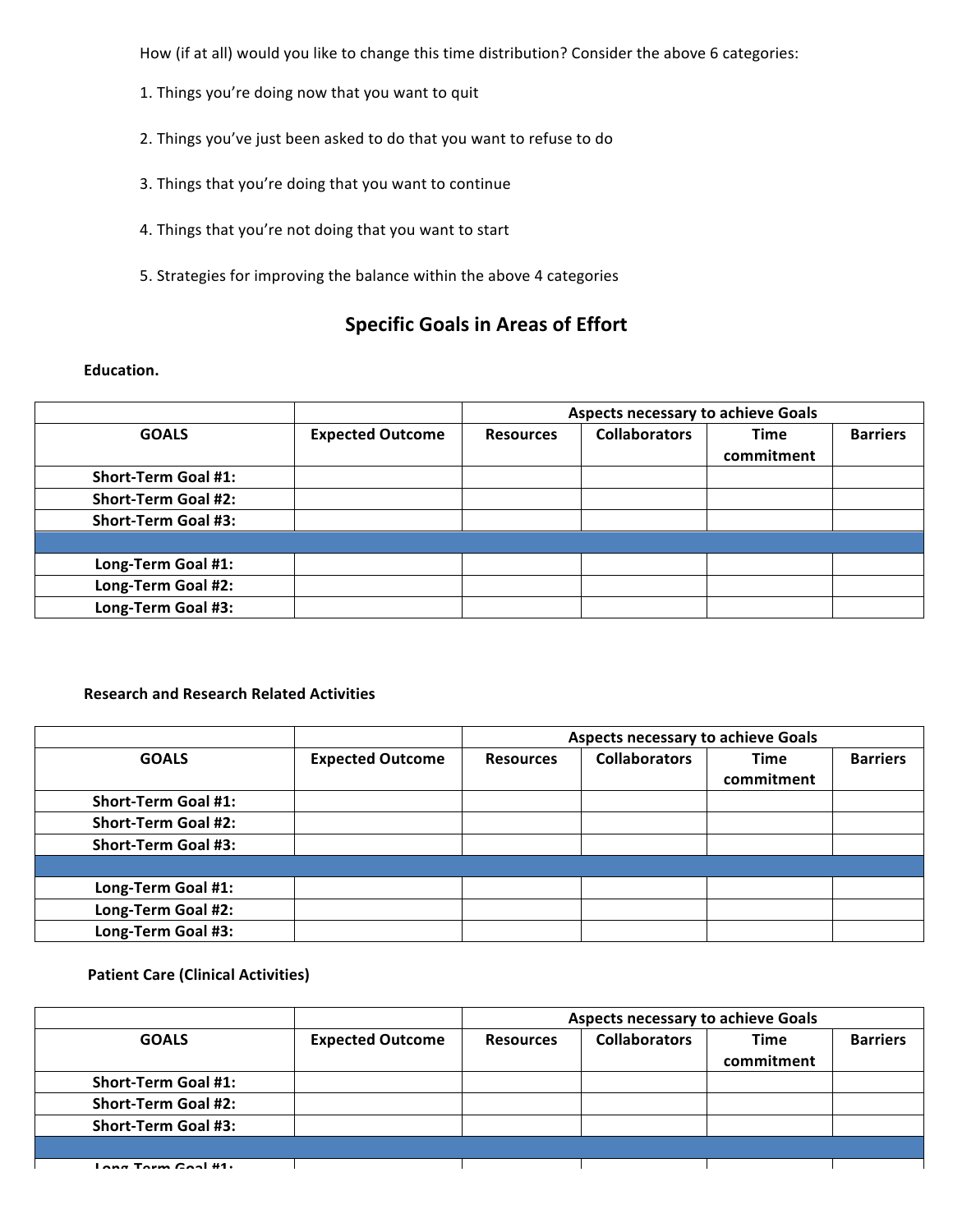How (if at all) would you like to change this time distribution? Consider the above 6 categories:

1. Things you're doing now that you want to quit

2. Things you've just been asked to do that you want to refuse to do

3. Things that you're doing that you want to continue

4. Things that you're not doing that you want to start

5. Strategies for improving the balance within the above 4 categories

## Specific Goals in Areas of Effort

**Education.**

| | | Aspects necessary to achieve Goals | | | |
|---|---|---|---|---|---|
| **GOALS** | **Expected Outcome** | **Resources** | **Collaborators** | **Time commitment** | **Barriers** |
| **Short-Term Goal #1:** | | | | | |
| **Short-Term Goal #2:** | | | | | |
| **Short-Term Goal #3:** | | | | | |
| | | | | | |
| **Long-Term Goal #1:** | | | | | |
| **Long-Term Goal #2:** | | | | | |
| **Long-Term Goal #3:** | | | | | |

**Research and Research Related Activities**

| | | Aspects necessary to achieve Goals | | | |
|---|---|---|---|---|---|
| **GOALS** | **Expected Outcome** | **Resources** | **Collaborators** | **Time commitment** | **Barriers** |
| **Short-Term Goal #1:** | | | | | |
| **Short-Term Goal #2:** | | | | | |
| **Short-Term Goal #3:** | | | | | |
| | | | | | |
| **Long-Term Goal #1:** | | | | | |
| **Long-Term Goal #2:** | | | | | |
| **Long-Term Goal #3:** | | | | | |

**Patient Care (Clinical Activities)**

| | | Aspects necessary to achieve Goals | | | |
|---|---|---|---|---|---|
| **GOALS** | **Expected Outcome** | **Resources** | **Collaborators** | **Time commitment** | **Barriers** |
| **Short-Term Goal #1:** | | | | | |
| **Short-Term Goal #2:** | | | | | |
| **Short-Term Goal #3:** | | | | | |
| | | | | | |
| **Long-Term Goal #1:** | | | | | |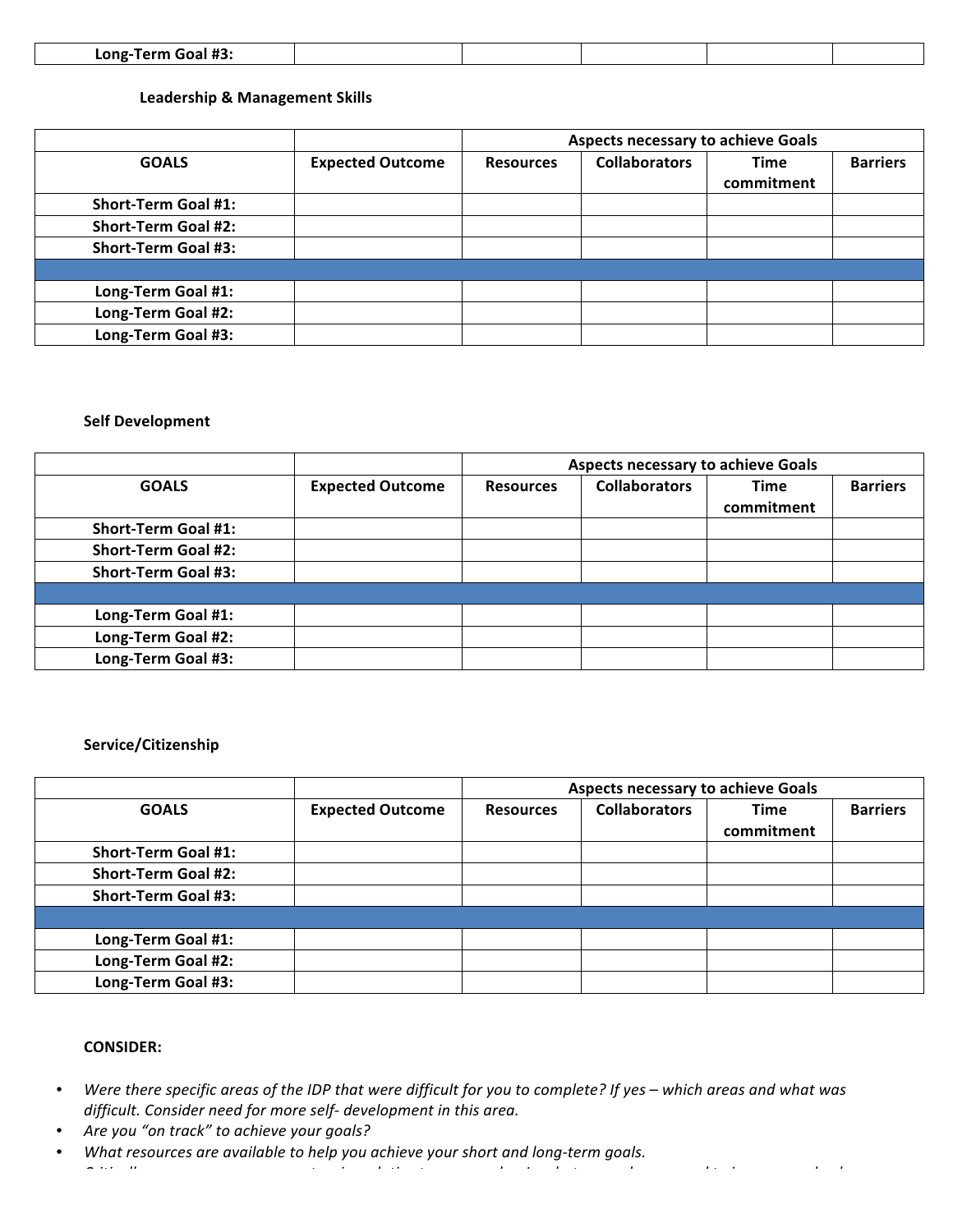| | | | | | |
|---|---|---|---|---|---|
| **Long-Term Goal #3:** | | | | | |

**Leadership & Management Skills**

| | | **Aspects necessary to achieve Goals** | | | |
|---|---|---|---|---|---|
| **GOALS** | **Expected Outcome** | **Resources** | **Collaborators** | **Time commitment** | **Barriers** |
| **Short-Term Goal #1:** | | | | | |
| **Short-Term Goal #2:** | | | | | |
| **Short-Term Goal #3:** | | | | | |
| | | | | | |
| **Long-Term Goal #1:** | | | | | |
| **Long-Term Goal #2:** | | | | | |
| **Long-Term Goal #3:** | | | | | |

**Self Development**

| | | **Aspects necessary to achieve Goals** | | | |
|---|---|---|---|---|---|
| **GOALS** | **Expected Outcome** | **Resources** | **Collaborators** | **Time commitment** | **Barriers** |
| **Short-Term Goal #1:** | | | | | |
| **Short-Term Goal #2:** | | | | | |
| **Short-Term Goal #3:** | | | | | |
| | | | | | |
| **Long-Term Goal #1:** | | | | | |
| **Long-Term Goal #2:** | | | | | |
| **Long-Term Goal #3:** | | | | | |

**Service/Citizenship**

| | | **Aspects necessary to achieve Goals** | | | |
|---|---|---|---|---|---|
| **GOALS** | **Expected Outcome** | **Resources** | **Collaborators** | **Time commitment** | **Barriers** |
| **Short-Term Goal #1:** | | | | | |
| **Short-Term Goal #2:** | | | | | |
| **Short-Term Goal #3:** | | | | | |
| | | | | | |
| **Long-Term Goal #1:** | | | | | |
| **Long-Term Goal #2:** | | | | | |
| **Long-Term Goal #3:** | | | | | |

**CONSIDER:**

- *Were there specific areas of the IDP that were difficult for you to complete? If yes – which areas and what was difficult. Consider need for more self- development in this area.*
- *Are you "on track" to achieve your goals?*
- *What resources are available to help you achieve your short and long-term goals.*